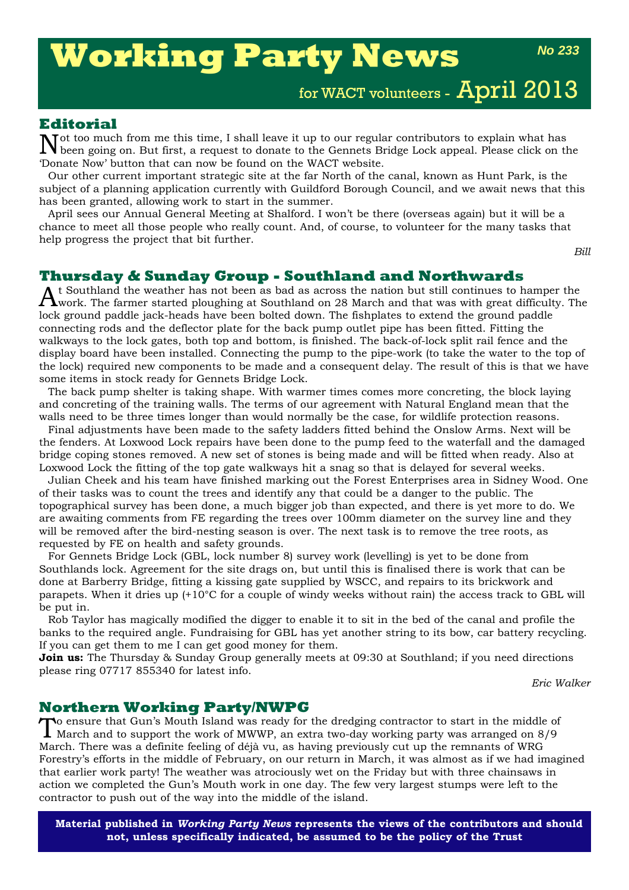# Working Party News

No 233

for WACT volunteers - April 2013

## Editorial

Not too much from me this time, I shall leave it up to our regular contributors to explain what has been going on. But first, a request to donate to the Gennets Bridge Lock appeal. Please click on the 'Donate Now' button that can now be found on the WACT website.

Our other current important strategic site at the far North of the canal, known as Hunt Park, is the subject of a planning application currently with Guildford Borough Council, and we await news that this has been granted, allowing work to start in the summer.

April sees our Annual General Meeting at Shalford. I won't be there (overseas again) but it will be a chance to meet all those people who really count. And, of course, to volunteer for the many tasks that help progress the project that bit further.

*Bill*

## Thursday & Sunday Group - Southland and Northwards

At Southland the weather has not been as bad as across the nation but still continues to hamper the work. The farmer started ploughing at Southland on 28 March and that was with great difficulty. The lock ground paddle jack-heads have been bolted down. The fishplates to extend the ground paddle connecting rods and the deflector plate for the back pump outlet pipe has been fitted. Fitting the walkways to the lock gates, both top and bottom, is finished. The back-of-lock split rail fence and the display board have been installed. Connecting the pump to the pipe-work (to take the water to the top of the lock) required new components to be made and a consequent delay. The result of this is that we have some items in stock ready for Gennets Bridge Lock.

The back pump shelter is taking shape. With warmer times comes more concreting, the block laying and concreting of the training walls. The terms of our agreement with Natural England mean that the walls need to be three times longer than would normally be the case, for wildlife protection reasons.

Final adjustments have been made to the safety ladders fitted behind the Onslow Arms. Next will be the fenders. At Loxwood Lock repairs have been done to the pump feed to the waterfall and the damaged bridge coping stones removed. A new set of stones is being made and will be fitted when ready. Also at Loxwood Lock the fitting of the top gate walkways hit a snag so that is delayed for several weeks.

Julian Cheek and his team have finished marking out the Forest Enterprises area in Sidney Wood. One of their tasks was to count the trees and identify any that could be a danger to the public. The topographical survey has been done, a much bigger job than expected, and there is yet more to do. We are awaiting comments from FE regarding the trees over 100mm diameter on the survey line and they will be removed after the bird-nesting season is over. The next task is to remove the tree roots, as requested by FE on health and safety grounds.

For Gennets Bridge Lock (GBL, lock number 8) survey work (levelling) is yet to be done from Southlands lock. Agreement for the site drags on, but until this is finalised there is work that can be done at Barberry Bridge, fitting a kissing gate supplied by WSCC, and repairs to its brickwork and parapets. When it dries up (+10°C for a couple of windy weeks without rain) the access track to GBL will be put in.

Rob Taylor has magically modified the digger to enable it to sit in the bed of the canal and profile the banks to the required angle. Fundraising for GBL has yet another string to its bow, car battery recycling. If you can get them to me I can get good money for them.

**Join us:** The Thursday & Sunday Group generally meets at 09:30 at Southland; if you need directions please ring 07717 855340 for latest info.

*Eric Walker*

## Northern Working Party/NWPG

To ensure that Gun's Mouth Island was ready for the dredging contractor to start in the middle of March and to support the work of MWWP, an extra two-day working party was arranged on 8/9 March. There was a definite feeling of déjà vu, as having previously cut up the remnants of WRG Forestry's efforts in the middle of February, on our return in March, it was almost as if we had imagined that earlier work party! The weather was atrociously wet on the Friday but with three chainsaws in action we completed the Gun's Mouth work in one day. The few very largest stumps were left to the contractor to push out of the way into the middle of the island.

**Material published in *Working Party News* represents the views of the contributors and should not, unless specifically indicated, be assumed to be the policy of the Trust**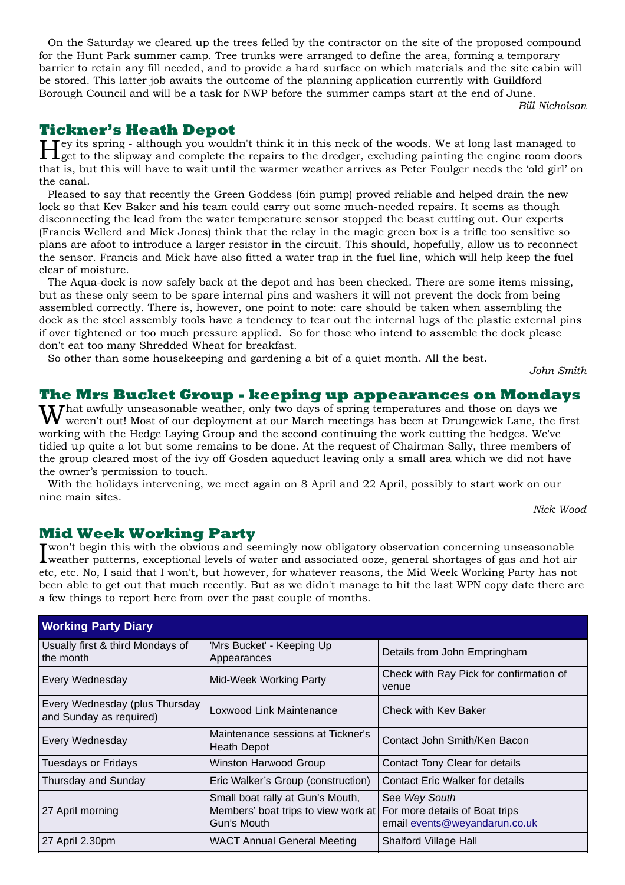On the Saturday we cleared up the trees felled by the contractor on the site of the proposed compound for the Hunt Park summer camp. Tree trunks were arranged to define the area, forming a temporary barrier to retain any fill needed, and to provide a hard surface on which materials and the site cabin will be stored. This latter job awaits the outcome of the planning application currently with Guildford Borough Council and will be a task for NWP before the summer camps start at the end of June.

*Bill Nicholson*

## Tickner's Heath Depot

Hey its spring - although you wouldn't think it in this neck of the woods. We at long last managed to get to the slipway and complete the repairs to the dredger, excluding painting the engine room doors that is, but this will have to wait until the warmer weather arrives as Peter Foulger needs the 'old girl' on the canal.

Pleased to say that recently the Green Goddess (6in pump) proved reliable and helped drain the new lock so that Kev Baker and his team could carry out some much-needed repairs. It seems as though disconnecting the lead from the water temperature sensor stopped the beast cutting out. Our experts (Francis Wellerd and Mick Jones) think that the relay in the magic green box is a trifle too sensitive so plans are afoot to introduce a larger resistor in the circuit. This should, hopefully, allow us to reconnect the sensor. Francis and Mick have also fitted a water trap in the fuel line, which will help keep the fuel clear of moisture.

The Aqua-dock is now safely back at the depot and has been checked. There are some items missing, but as these only seem to be spare internal pins and washers it will not prevent the dock from being assembled correctly. There is, however, one point to note: care should be taken when assembling the dock as the steel assembly tools have a tendency to tear out the internal lugs of the plastic external pins if over tightened or too much pressure applied. So for those who intend to assemble the dock please don't eat too many Shredded Wheat for breakfast.

So other than some housekeeping and gardening a bit of a quiet month. All the best.

*John Smith*

## The Mrs Bucket Group - keeping up appearances on Mondays

What awfully unseasonable weather, only two days of spring temperatures and those on days we weren't out! Most of our deployment at our March meetings has been at Drungewick Lane, the first working with the Hedge Laying Group and the second continuing the work cutting the hedges. We've tidied up quite a lot but some remains to be done. At the request of Chairman Sally, three members of the group cleared most of the ivy off Gosden aqueduct leaving only a small area which we did not have the owner's permission to touch.

With the holidays intervening, we meet again on 8 April and 22 April, possibly to start work on our nine main sites.

*Nick Wood*

## Mid Week Working Party

I won't begin this with the obvious and seemingly now obligatory observation concerning unseasonable weather patterns, exceptional levels of water and associated ooze, general shortages of gas and hot air etc, etc. No, I said that I won't, but however, for whatever reasons, the Mid Week Working Party has not been able to get out that much recently. But as we didn't manage to hit the last WPN copy date there are a few things to report here from over the past couple of months.

| Working Party Diary | | |
|---|---|---|
| Usually first & third Mondays of the month | 'Mrs Bucket' - Keeping Up Appearances | Details from John Empringham |
| Every Wednesday | Mid-Week Working Party | Check with Ray Pick for confirmation of venue |
| Every Wednesday (plus Thursday and Sunday as required) | Loxwood Link Maintenance | Check with Kev Baker |
| Every Wednesday | Maintenance sessions at Tickner's Heath Depot | Contact John Smith/Ken Bacon |
| Tuesdays or Fridays | Winston Harwood Group | Contact Tony Clear for details |
| Thursday and Sunday | Eric Walker's Group (construction) | Contact Eric Walker for details |
| 27 April morning | Small boat rally at Gun's Mouth, Members' boat trips to view work at Gun's Mouth | See *Wey South* For more details of Boat trips email events@weyandarun.co.uk |
| 27 April 2.30pm | WACT Annual General Meeting | Shalford Village Hall |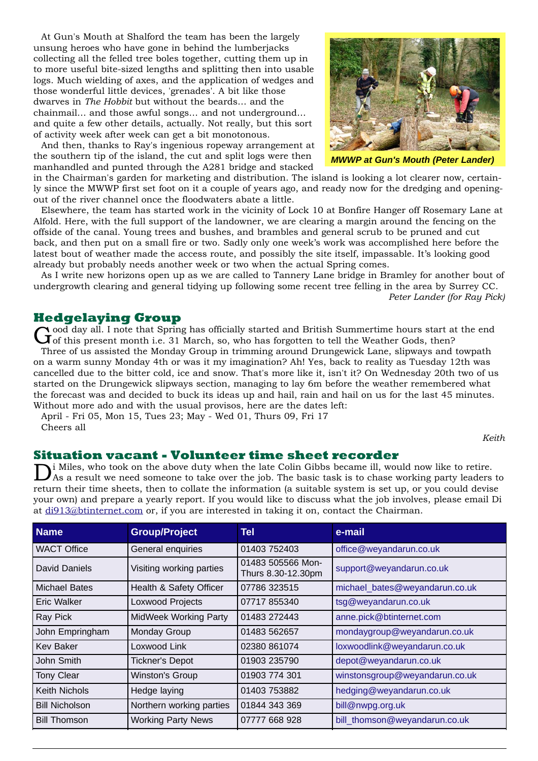At Gun's Mouth at Shalford the team has been the largely unsung heroes who have gone in behind the lumberjacks collecting all the felled tree boles together, cutting them up in to more useful bite-sized lengths and splitting then into usable logs. Much wielding of axes, and the application of wedges and those wonderful little devices, 'grenades'. A bit like those dwarves in *The Hobbit* but without the beards… and the chainmail… and those awful songs… and not underground… and quite a few other details, actually. Not really, but this sort of activity week after week can get a bit monotonous.

And then, thanks to Ray's ingenious ropeway arrangement at the southern tip of the island, the cut and split logs were then manhandled and punted through the A281 bridge and stacked in the Chairman's garden for marketing and distribution. The island is looking a lot clearer now, certainly since the MWWP first set foot on it a couple of years ago, and ready now for the dredging and opening-out of the river channel once the floodwaters abate a little.

***MWWP at Gun's Mouth (Peter Lander)***

Elsewhere, the team has started work in the vicinity of Lock 10 at Bonfire Hanger off Rosemary Lane at Alfold. Here, with the full support of the landowner, we are clearing a margin around the fencing on the offside of the canal. Young trees and bushes, and brambles and general scrub to be pruned and cut back, and then put on a small fire or two. Sadly only one week's work was accomplished here before the latest bout of weather made the access route, and possibly the site itself, impassable. It's looking good already but probably needs another week or two when the actual Spring comes.

As I write new horizons open up as we are called to Tannery Lane bridge in Bramley for another bout of undergrowth clearing and general tidying up following some recent tree felling in the area by Surrey CC.

*Peter Lander (for Ray Pick)*

## Hedgelaying Group

Good day all. I note that Spring has officially started and British Summertime hours start at the end of this present month i.e. 31 March, so, who has forgotten to tell the Weather Gods, then?

Three of us assisted the Monday Group in trimming around Drungewick Lane, slipways and towpath on a warm sunny Monday 4th or was it my imagination? Ah! Yes, back to reality as Tuesday 12th was cancelled due to the bitter cold, ice and snow. That's more like it, isn't it? On Wednesday 20th two of us started on the Drungewick slipways section, managing to lay 6m before the weather remembered what the forecast was and decided to buck its ideas up and hail, rain and hail on us for the last 45 minutes. Without more ado and with the usual provisos, here are the dates left:

April - Fri 05, Mon 15, Tues 23; May - Wed 01, Thurs 09, Fri 17

Cheers all

*Keith*

## Situation vacant - Volunteer time sheet recorder

Di Miles, who took on the above duty when the late Colin Gibbs became ill, would now like to retire. As a result we need someone to take over the job. The basic task is to chase working party leaders to return their time sheets, then to collate the information (a suitable system is set up, or you could devise your own) and prepare a yearly report. If you would like to discuss what the job involves, please email Di at di913@btinternet.com or, if you are interested in taking it on, contact the Chairman.

| Name | Group/Project | Tel | e-mail |
|---|---|---|---|
| WACT Office | General enquiries | 01403 752403 | office@weyandarun.co.uk |
| David Daniels | Visiting working parties | 01483 505566 Mon-Thurs 8.30-12.30pm | support@weyandarun.co.uk |
| Michael Bates | Health & Safety Officer | 07786 323515 | michael_bates@weyandarun.co.uk |
| Eric Walker | Loxwood Projects | 07717 855340 | tsg@weyandarun.co.uk |
| Ray Pick | MidWeek Working Party | 01483 272443 | anne.pick@btinternet.com |
| John Empringham | Monday Group | 01483 562657 | mondaygroup@weyandarun.co.uk |
| Kev Baker | Loxwood Link | 02380 861074 | loxwoodlink@weyandarun.co.uk |
| John Smith | Tickner's Depot | 01903 235790 | depot@weyandarun.co.uk |
| Tony Clear | Winston's Group | 01903 774 301 | winstonsgroup@weyandarun.co.uk |
| Keith Nichols | Hedge laying | 01403 753882 | hedging@weyandarun.co.uk |
| Bill Nicholson | Northern working parties | 01844 343 369 | bill@nwpg.org.uk |
| Bill Thomson | Working Party News | 07777 668 928 | bill_thomson@weyandarun.co.uk |